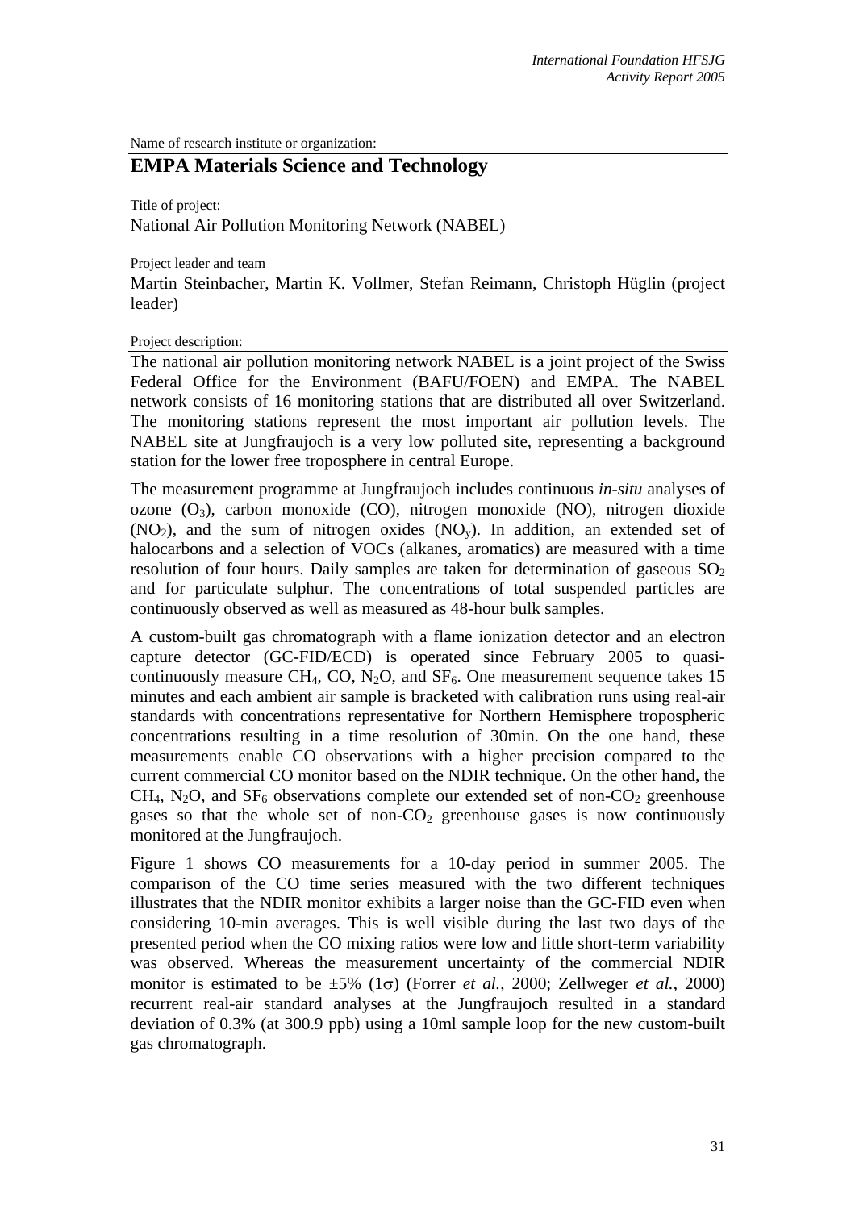Name of research institute or organization:

## EMPA Materials Science and Technology

Title of project:

National Air Pollution Monitoring Network (NABEL)

Project leader and team

Martin Steinbacher, Martin K. Vollmer, Stefan Reimann, Christoph Hüglin (project leader)

Project description:

The national air pollution monitoring network NABEL is a joint project of the Swiss Federal Office for the Environment (BAFU/FOEN) and EMPA. The NABEL network consists of 16 monitoring stations that are distributed all over Switzerland. The monitoring stations represent the most important air pollution levels. The NABEL site at Jungfraujoch is a very low polluted site, representing a background station for the lower free troposphere in central Europe.

The measurement programme at Jungfraujoch includes continuous *in-situ* analyses of ozone ($O_3$), carbon monoxide (CO), nitrogen monoxide (NO), nitrogen dioxide ($NO_2$), and the sum of nitrogen oxides ($NO_y$). In addition, an extended set of halocarbons and a selection of VOCs (alkanes, aromatics) are measured with a time resolution of four hours. Daily samples are taken for determination of gaseous $SO_2$ and for particulate sulphur. The concentrations of total suspended particles are continuously observed as well as measured as 48-hour bulk samples.

A custom-built gas chromatograph with a flame ionization detector and an electron capture detector (GC-FID/ECD) is operated since February 2005 to quasi-continuously measure $CH_4$, CO, $N_2O$, and $SF_6$. One measurement sequence takes 15 minutes and each ambient air sample is bracketed with calibration runs using real-air standards with concentrations representative for Northern Hemisphere tropospheric concentrations resulting in a time resolution of 30min. On the one hand, these measurements enable CO observations with a higher precision compared to the current commercial CO monitor based on the NDIR technique. On the other hand, the $CH_4$, $N_2O$, and $SF_6$ observations complete our extended set of non-$CO_2$ greenhouse gases so that the whole set of non-$CO_2$ greenhouse gases is now continuously monitored at the Jungfraujoch.

Figure 1 shows CO measurements for a 10-day period in summer 2005. The comparison of the CO time series measured with the two different techniques illustrates that the NDIR monitor exhibits a larger noise than the GC-FID even when considering 10-min averages. This is well visible during the last two days of the presented period when the CO mixing ratios were low and little short-term variability was observed. Whereas the measurement uncertainty of the commercial NDIR monitor is estimated to be $\pm 5\%$ ($1\sigma$) (Forrer *et al.*, 2000; Zellweger *et al.*, 2000) recurrent real-air standard analyses at the Jungfraujoch resulted in a standard deviation of 0.3% (at 300.9 ppb) using a 10ml sample loop for the new custom-built gas chromatograph.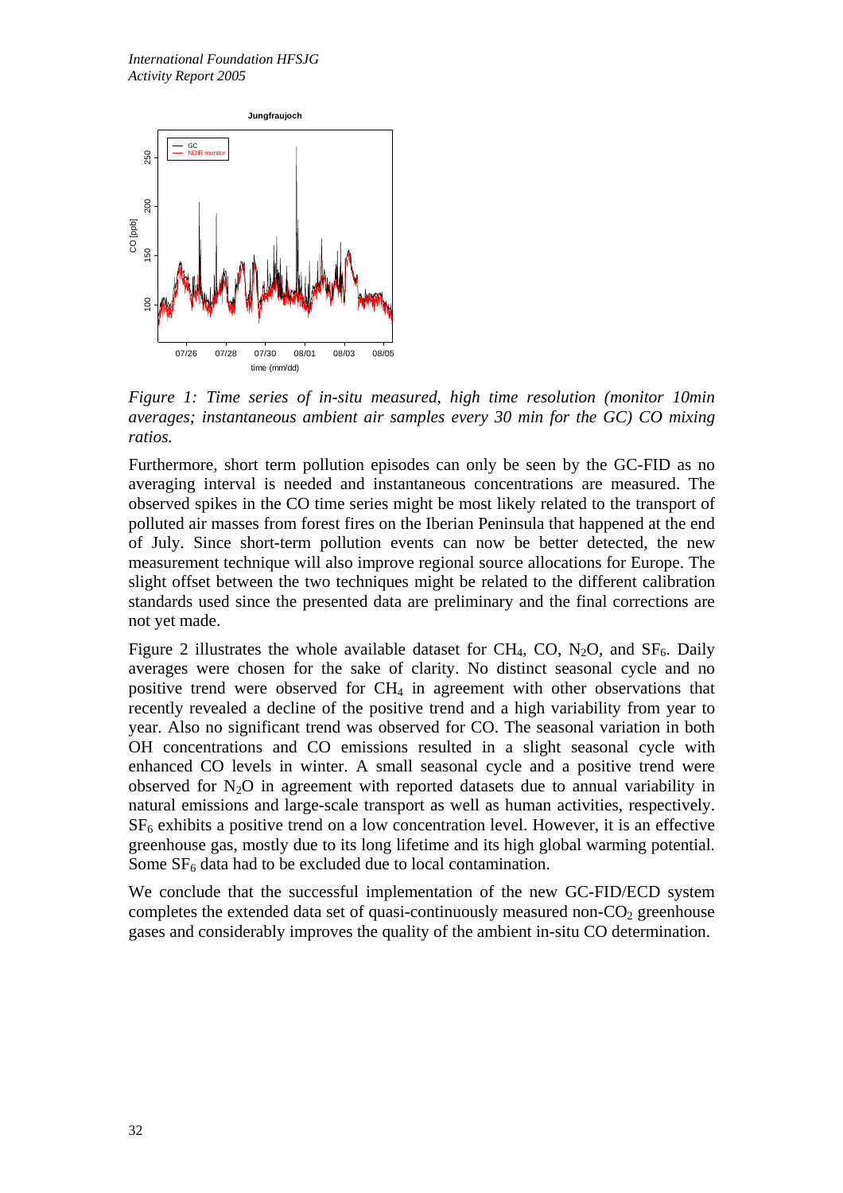*Figure 1: Time series of in-situ measured, high time resolution (monitor 10min averages; instantaneous ambient air samples every 30 min for the GC) CO mixing ratios.*

Furthermore, short term pollution episodes can only be seen by the GC-FID as no averaging interval is needed and instantaneous concentrations are measured. The observed spikes in the CO time series might be most likely related to the transport of polluted air masses from forest fires on the Iberian Peninsula that happened at the end of July. Since short-term pollution events can now be better detected, the new measurement technique will also improve regional source allocations for Europe. The slight offset between the two techniques might be related to the different calibration standards used since the presented data are preliminary and the final corrections are not yet made.

Figure 2 illustrates the whole available dataset for $CH_4$, CO, $N_2O$, and $SF_6$. Daily averages were chosen for the sake of clarity. No distinct seasonal cycle and no positive trend were observed for $CH_4$ in agreement with other observations that recently revealed a decline of the positive trend and a high variability from year to year. Also no significant trend was observed for CO. The seasonal variation in both OH concentrations and CO emissions resulted in a slight seasonal cycle with enhanced CO levels in winter. A small seasonal cycle and a positive trend were observed for $N_2O$ in agreement with reported datasets due to annual variability in natural emissions and large-scale transport as well as human activities, respectively. $SF_6$ exhibits a positive trend on a low concentration level. However, it is an effective greenhouse gas, mostly due to its long lifetime and its high global warming potential. Some $SF_6$ data had to be excluded due to local contamination.

We conclude that the successful implementation of the new GC-FID/ECD system completes the extended data set of quasi-continuously measured non-$CO_2$ greenhouse gases and considerably improves the quality of the ambient in-situ CO determination.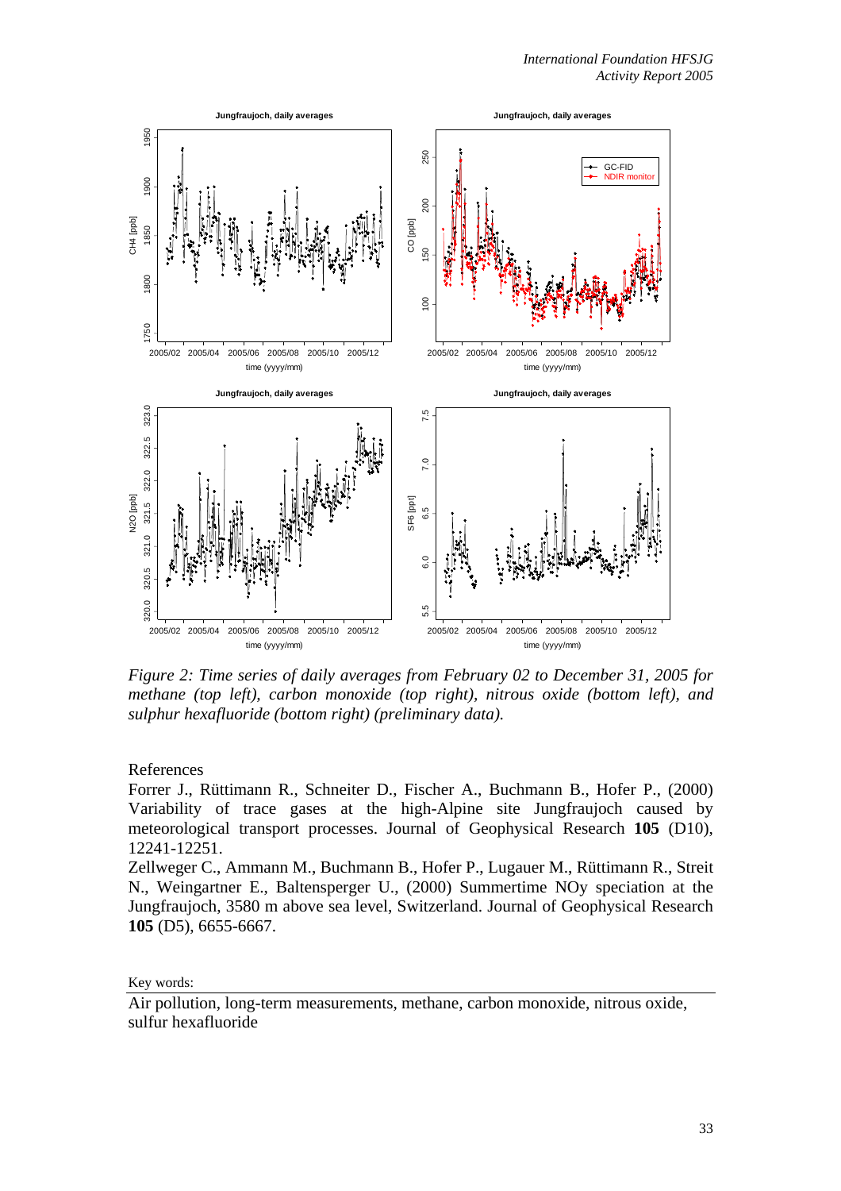*Figure 2: Time series of daily averages from February 02 to December 31, 2005 for methane (top left), carbon monoxide (top right), nitrous oxide (bottom left), and sulphur hexafluoride (bottom right) (preliminary data).*

References

Forrer J., Rüttimann R., Schneiter D., Fischer A., Buchmann B., Hofer P., (2000) Variability of trace gases at the high-Alpine site Jungfraujoch caused by meteorological transport processes. Journal of Geophysical Research **105** (D10), 12241-12251.

Zellweger C., Ammann M., Buchmann B., Hofer P., Lugauer M., Rüttimann R., Streit N., Weingartner E., Baltensperger U., (2000) Summertime NOy speciation at the Jungfraujoch, 3580 m above sea level, Switzerland. Journal of Geophysical Research **105** (D5), 6655-6667.

Key words:

Air pollution, long-term measurements, methane, carbon monoxide, nitrous oxide, sulfur hexafluoride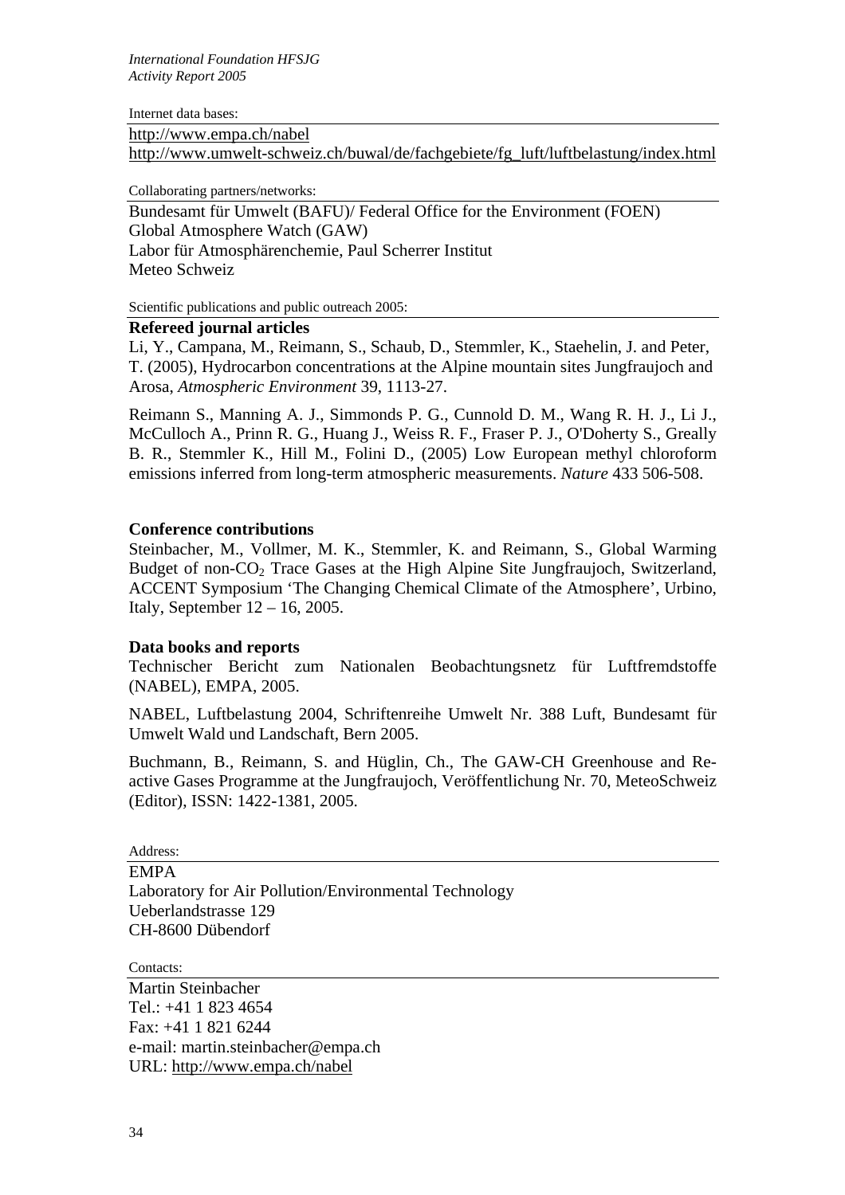Internet data bases:

http://www.empa.ch/nabel
http://www.umwelt-schweiz.ch/buwal/de/fachgebiete/fg_luft/luftbelastung/index.html

Collaborating partners/networks:

Bundesamt für Umwelt (BAFU)/ Federal Office for the Environment (FOEN)
Global Atmosphere Watch (GAW)
Labor für Atmosphärenchemie, Paul Scherrer Institut
Meteo Schweiz

Scientific publications and public outreach 2005:

**Refereed journal articles**

Li, Y., Campana, M., Reimann, S., Schaub, D., Stemmler, K., Staehelin, J. and Peter, T. (2005), Hydrocarbon concentrations at the Alpine mountain sites Jungfraujoch and Arosa, *Atmospheric Environment* 39, 1113-27.

Reimann S., Manning A. J., Simmonds P. G., Cunnold D. M., Wang R. H. J., Li J., McCulloch A., Prinn R. G., Huang J., Weiss R. F., Fraser P. J., O'Doherty S., Greally B. R., Stemmler K., Hill M., Folini D., (2005) Low European methyl chloroform emissions inferred from long-term atmospheric measurements. *Nature* 433 506-508.

**Conference contributions**

Steinbacher, M., Vollmer, M. K., Stemmler, K. and Reimann, S., Global Warming Budget of non-$CO_2$ Trace Gases at the High Alpine Site Jungfraujoch, Switzerland, ACCENT Symposium 'The Changing Chemical Climate of the Atmosphere', Urbino, Italy, September 12 – 16, 2005.

**Data books and reports**

Technischer Bericht zum Nationalen Beobachtungsnetz für Luftfremdstoffe (NABEL), EMPA, 2005.

NABEL, Luftbelastung 2004, Schriftenreihe Umwelt Nr. 388 Luft, Bundesamt für Umwelt Wald und Landschaft, Bern 2005.

Buchmann, B., Reimann, S. and Hüglin, Ch., The GAW-CH Greenhouse and Reactive Gases Programme at the Jungfraujoch, Veröffentlichung Nr. 70, MeteoSchweiz (Editor), ISSN: 1422-1381, 2005.

Address:

EMPA
Laboratory for Air Pollution/Environmental Technology
Ueberlandstrasse 129
CH-8600 Dübendorf

Contacts:

Martin Steinbacher
Tel.: +41 1 823 4654
Fax: +41 1 821 6244
e-mail: martin.steinbacher@empa.ch
URL: http://www.empa.ch/nabel